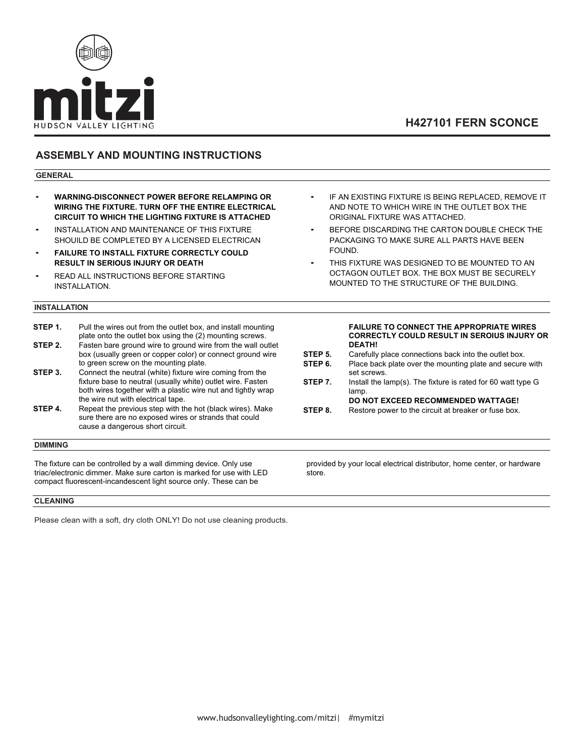mitzi

HUDSON VALLEY LIGHTING

# H427101 FERN SCONCE

## ASSEMBLY AND MOUNTING INSTRUCTIONS

### GENERAL

- **WARNING-DISCONNECT POWER BEFORE RELAMPING OR WIRING THE FIXTURE. TURN OFF THE ENTIRE ELECTRICAL CIRCUIT TO WHICH THE LIGHTING FIXTURE IS ATTACHED**
- INSTALLATION AND MAINTENANCE OF THIS FIXTURE SHOUILD BE COMPLETED BY A LICENSED ELECTRICAN
- **FAILURE TO INSTALL FIXTURE CORRECTLY COULD RESULT IN SERIOUS INJURY OR DEATH**
- READ ALL INSTRUCTIONS BEFORE STARTING INSTALLATION.
- IF AN EXISTING FIXTURE IS BEING REPLACED, REMOVE IT AND NOTE TO WHICH WIRE IN THE OUTLET BOX THE ORIGINAL FIXTURE WAS ATTACHED.
- BEFORE DISCARDING THE CARTON DOUBLE CHECK THE PACKAGING TO MAKE SURE ALL PARTS HAVE BEEN FOUND.
- THIS FIXTURE WAS DESIGNED TO BE MOUNTED TO AN OCTAGON OUTLET BOX. THE BOX MUST BE SECURELY MOUNTED TO THE STRUCTURE OF THE BUILDING.

### INSTALLATION

**STEP 1.** Pull the wires out from the outlet box, and install mounting plate onto the outlet box using the (2) mounting screws.

**STEP 2.** Fasten bare ground wire to ground wire from the wall outlet box (usually green or copper color) or connect ground wire to green screw on the mounting plate.

**STEP 3.** Connect the neutral (white) fixture wire coming from the fixture base to neutral (usually white) outlet wire. Fasten both wires together with a plastic wire nut and tightly wrap the wire nut with electrical tape.

**STEP 4.** Repeat the previous step with the hot (black wires). Make sure there are no exposed wires or strands that could cause a dangerous short circuit.

**FAILURE TO CONNECT THE APPROPRIATE WIRES CORRECTLY COULD RESULT IN SEROIUS INJURY OR DEATH!**

**STEP 5.** Carefully place connections back into the outlet box.

**STEP 6.** Place back plate over the mounting plate and secure with set screws.

**STEP 7.** Install the lamp(s). The fixture is rated for 60 watt type G lamp.
**DO NOT EXCEED RECOMMENDED WATTAGE!**

**STEP 8.** Restore power to the circuit at breaker or fuse box.

### DIMMING

The fixture can be controlled by a wall dimming device. Only use triac/electronic dimmer. Make sure carton is marked for use with LED compact fluorescent-incandescent light source only. These can be provided by your local electrical distributor, home center, or hardware store.

### CLEANING

Please clean with a soft, dry cloth ONLY! Do not use cleaning products.

www.hudsonvalleylighting.com/mitzi| #mymitzi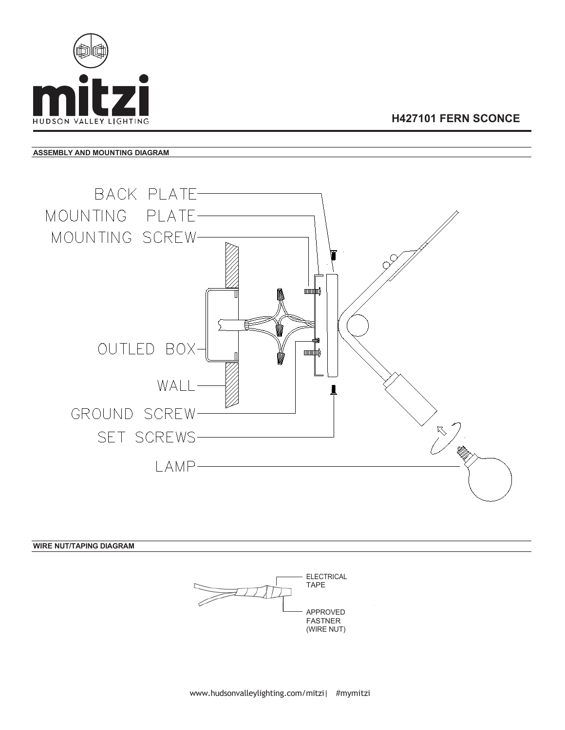mitzi

HUDSON VALLEY LIGHTING

## H427101 FERN SCONCE

### ASSEMBLY AND MOUNTING DIAGRAM

BACK PLATE

MOUNTING PLATE

MOUNTING SCREW

OUTLED BOX

WALL

GROUND SCREW

SET SCREWS

LAMP

### WIRE NUT/TAPING DIAGRAM

ELECTRICAL TAPE

APPROVED FASTNER (WIRE NUT)

www.hudsonvalleylighting.com/mitzi| #mymitzi